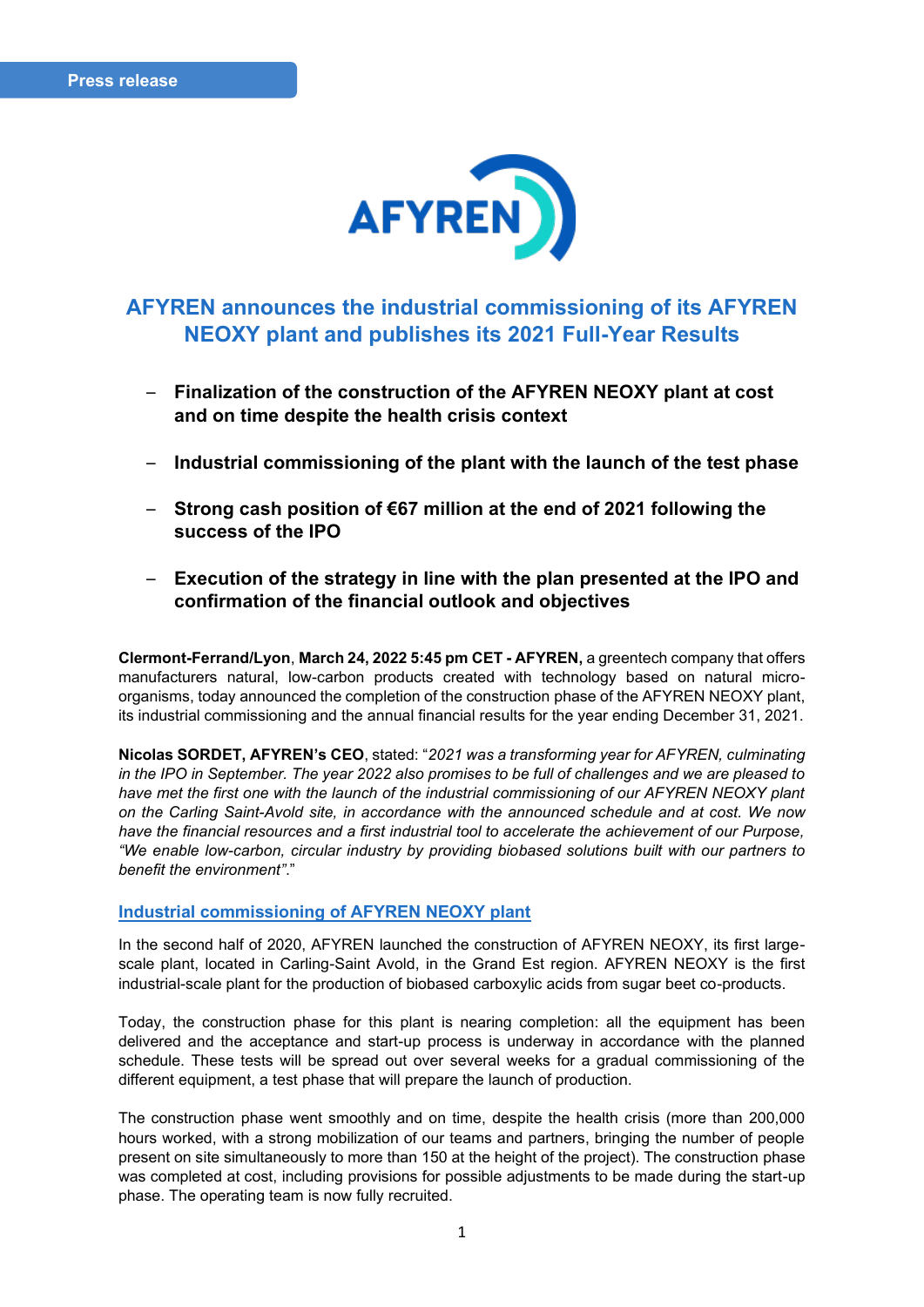Press release

AFYREN

# AFYREN announces the industrial commissioning of its AFYREN NEOXY plant and publishes its 2021 Full-Year Results

- **Finalization of the construction of the AFYREN NEOXY plant at cost and on time despite the health crisis context**
- **Industrial commissioning of the plant with the launch of the test phase**
- **Strong cash position of €67 million at the end of 2021 following the success of the IPO**
- **Execution of the strategy in line with the plan presented at the IPO and confirmation of the financial outlook and objectives**

**Clermont-Ferrand/Lyon**, **March 24, 2022 5:45 pm CET - AFYREN,** a greentech company that offers manufacturers natural, low-carbon products created with technology based on natural micro-organisms, today announced the completion of the construction phase of the AFYREN NEOXY plant, its industrial commissioning and the annual financial results for the year ending December 31, 2021.

**Nicolas SORDET, AFYREN's CEO**, stated: "*2021 was a transforming year for AFYREN, culminating in the IPO in September. The year 2022 also promises to be full of challenges and we are pleased to have met the first one with the launch of the industrial commissioning of our AFYREN NEOXY plant on the Carling Saint-Avold site, in accordance with the announced schedule and at cost. We now have the financial resources and a first industrial tool to accelerate the achievement of our Purpose, "We enable low-carbon, circular industry by providing biobased solutions built with our partners to benefit the environment"*."

## Industrial commissioning of AFYREN NEOXY plant

In the second half of 2020, AFYREN launched the construction of AFYREN NEOXY, its first large-scale plant, located in Carling-Saint Avold, in the Grand Est region. AFYREN NEOXY is the first industrial-scale plant for the production of biobased carboxylic acids from sugar beet co-products.

Today, the construction phase for this plant is nearing completion: all the equipment has been delivered and the acceptance and start-up process is underway in accordance with the planned schedule. These tests will be spread out over several weeks for a gradual commissioning of the different equipment, a test phase that will prepare the launch of production.

The construction phase went smoothly and on time, despite the health crisis (more than 200,000 hours worked, with a strong mobilization of our teams and partners, bringing the number of people present on site simultaneously to more than 150 at the height of the project). The construction phase was completed at cost, including provisions for possible adjustments to be made during the start-up phase. The operating team is now fully recruited.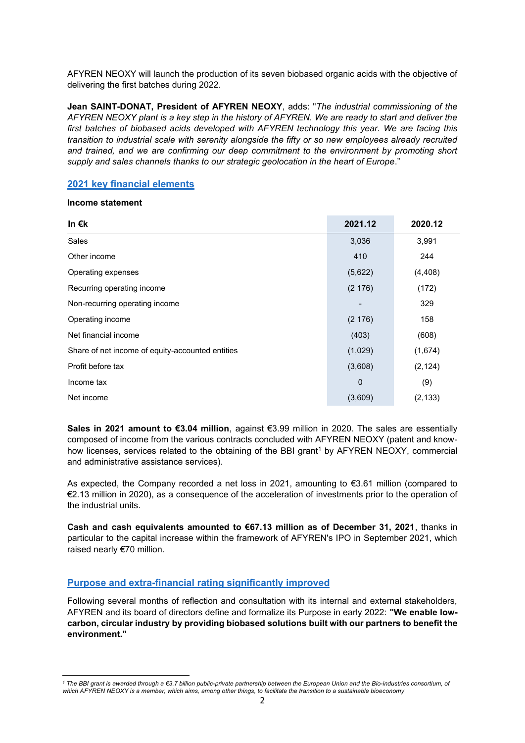AFYREN NEOXY will launch the production of its seven biobased organic acids with the objective of delivering the first batches during 2022.

**Jean SAINT-DONAT, President of AFYREN NEOXY**, adds: "*The industrial commissioning of the AFYREN NEOXY plant is a key step in the history of AFYREN. We are ready to start and deliver the first batches of biobased acids developed with AFYREN technology this year. We are facing this transition to industrial scale with serenity alongside the fifty or so new employees already recruited and trained, and we are confirming our deep commitment to the environment by promoting short supply and sales channels thanks to our strategic geolocation in the heart of Europe*."

## 2021 key financial elements

**Income statement**

| In €k | 2021.12 | 2020.12 |
|---|---|---|
| Sales | 3,036 | 3,991 |
| Other income | 410 | 244 |
| Operating expenses | (5,622) | (4,408) |
| Recurring operating income | (2 176) | (172) |
| Non-recurring operating income | - | 329 |
| Operating income | (2 176) | 158 |
| Net financial income | (403) | (608) |
| Share of net income of equity-accounted entities | (1,029) | (1,674) |
| Profit before tax | (3,608) | (2,124) |
| Income tax | 0 | (9) |
| Net income | (3,609) | (2,133) |

**Sales in 2021 amount to €3.04 million**, against €3.99 million in 2020. The sales are essentially composed of income from the various contracts concluded with AFYREN NEOXY (patent and know-how licenses, services related to the obtaining of the BBI grant[1] by AFYREN NEOXY, commercial and administrative assistance services).

As expected, the Company recorded a net loss in 2021, amounting to €3.61 million (compared to €2.13 million in 2020), as a consequence of the acceleration of investments prior to the operation of the industrial units.

**Cash and cash equivalents amounted to €67.13 million as of December 31, 2021**, thanks in particular to the capital increase within the framework of AFYREN's IPO in September 2021, which raised nearly €70 million.

## Purpose and extra-financial rating significantly improved

Following several months of reflection and consultation with its internal and external stakeholders, AFYREN and its board of directors define and formalize its Purpose in early 2022: **"We enable low-carbon, circular industry by providing biobased solutions built with our partners to benefit the environment."**

[1] *The BBI grant is awarded through a €3.7 billion public-private partnership between the European Union and the Bio-industries consortium, of which AFYREN NEOXY is a member, which aims, among other things, to facilitate the transition to a sustainable bioeconomy*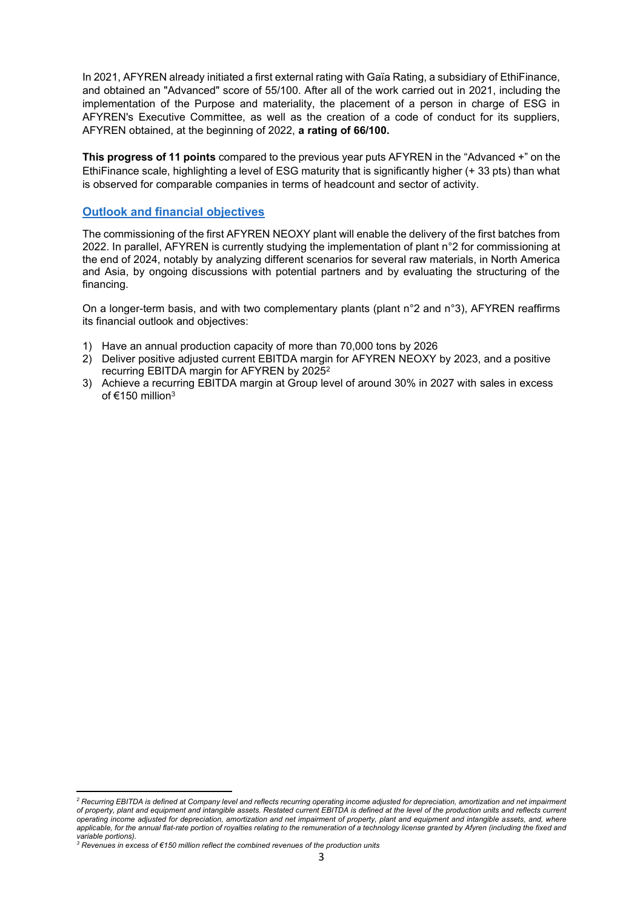In 2021, AFYREN already initiated a first external rating with Gaïa Rating, a subsidiary of EthiFinance, and obtained an "Advanced" score of 55/100. After all of the work carried out in 2021, including the implementation of the Purpose and materiality, the placement of a person in charge of ESG in AFYREN's Executive Committee, as well as the creation of a code of conduct for its suppliers, AFYREN obtained, at the beginning of 2022, **a rating of 66/100.**

**This progress of 11 points** compared to the previous year puts AFYREN in the "Advanced +" on the EthiFinance scale, highlighting a level of ESG maturity that is significantly higher (+ 33 pts) than what is observed for comparable companies in terms of headcount and sector of activity.

## Outlook and financial objectives

The commissioning of the first AFYREN NEOXY plant will enable the delivery of the first batches from 2022. In parallel, AFYREN is currently studying the implementation of plant n°2 for commissioning at the end of 2024, notably by analyzing different scenarios for several raw materials, in North America and Asia, by ongoing discussions with potential partners and by evaluating the structuring of the financing.

On a longer-term basis, and with two complementary plants (plant n°2 and n°3), AFYREN reaffirms its financial outlook and objectives:

1) Have an annual production capacity of more than 70,000 tons by 2026
2) Deliver positive adjusted current EBITDA margin for AFYREN NEOXY by 2023, and a positive recurring EBITDA margin for AFYREN by 2025[2]
3) Achieve a recurring EBITDA margin at Group level of around 30% in 2027 with sales in excess of €150 million[3]

---

*[2] Recurring EBITDA is defined at Company level and reflects recurring operating income adjusted for depreciation, amortization and net impairment of property, plant and equipment and intangible assets. Restated current EBITDA is defined at the level of the production units and reflects current operating income adjusted for depreciation, amortization and net impairment of property, plant and equipment and intangible assets, and, where applicable, for the annual flat-rate portion of royalties relating to the remuneration of a technology license granted by Afyren (including the fixed and variable portions).*

*[3] Revenues in excess of €150 million reflect the combined revenues of the production units*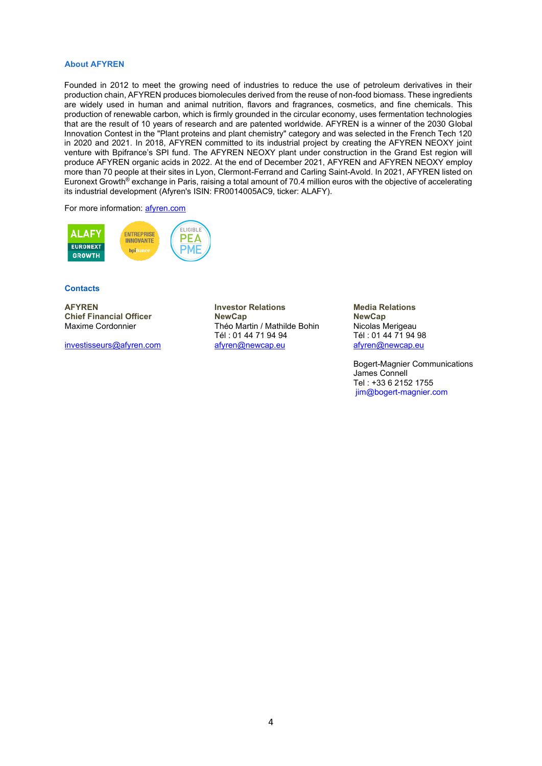## About AFYREN

Founded in 2012 to meet the growing need of industries to reduce the use of petroleum derivatives in their production chain, AFYREN produces biomolecules derived from the reuse of non-food biomass. These ingredients are widely used in human and animal nutrition, flavors and fragrances, cosmetics, and fine chemicals. This production of renewable carbon, which is firmly grounded in the circular economy, uses fermentation technologies that are the result of 10 years of research and are patented worldwide. AFYREN is a winner of the 2030 Global Innovation Contest in the "Plant proteins and plant chemistry" category and was selected in the French Tech 120 in 2020 and 2021. In 2018, AFYREN committed to its industrial project by creating the AFYREN NEOXY joint venture with Bpifrance's SPI fund. The AFYREN NEOXY plant under construction in the Grand Est region will produce AFYREN organic acids in 2022. At the end of December 2021, AFYREN and AFYREN NEOXY employ more than 70 people at their sites in Lyon, Clermont-Ferrand and Carling Saint-Avold. In 2021, AFYREN listed on Euronext Growth® exchange in Paris, raising a total amount of 70.4 million euros with the objective of accelerating its industrial development (Afyren's ISIN: FR0014005AC9, ticker: ALAFY).

For more information: afyren.com

ALAFY EURONEXT GROWTH

ENTREPRISE INNOVANTE bpifrance

ELIGIBLE PEA PME

## Contacts

**AFYREN**
**Chief Financial Officer**
Maxime Cordonnier

investisseurs@afyren.com

**Investor Relations**
**NewCap**
Théo Martin / Mathilde Bohin
Tél : 01 44 71 94 94
afyren@newcap.eu

**Media Relations**
**NewCap**
Nicolas Merigeau
Tél : 01 44 71 94 98
afyren@newcap.eu

Bogert-Magnier Communications
James Connell
Tel : +33 6 2152 1755
jim@bogert-magnier.com